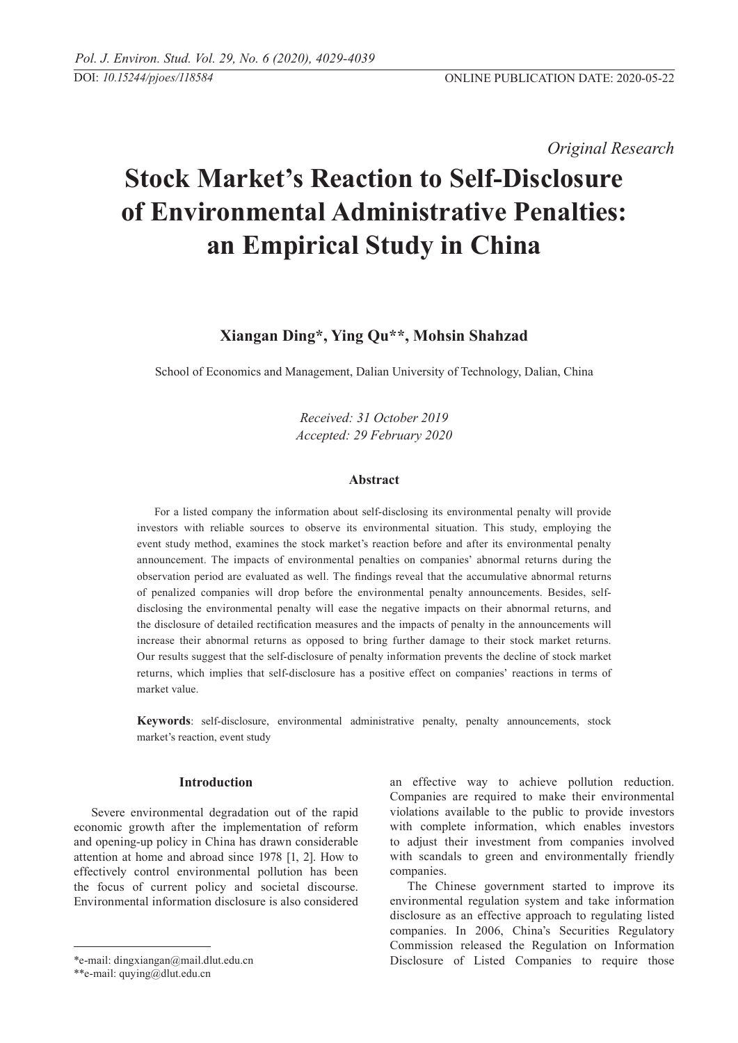*Original Research*

# Stock Market's Reaction to Self-Disclosure of Environmental Administrative Penalties: an Empirical Study in China

**Xiangan Ding\*, Ying Qu\*\*, Mohsin Shahzad**

School of Economics and Management, Dalian University of Technology, Dalian, China

*Received: 31 October 2019*
*Accepted: 29 February 2020*

### Abstract

For a listed company the information about self-disclosing its environmental penalty will provide investors with reliable sources to observe its environmental situation. This study, employing the event study method, examines the stock market's reaction before and after its environmental penalty announcement. The impacts of environmental penalties on companies' abnormal returns during the observation period are evaluated as well. The findings reveal that the accumulative abnormal returns of penalized companies will drop before the environmental penalty announcements. Besides, self-disclosing the environmental penalty will ease the negative impacts on their abnormal returns, and the disclosure of detailed rectification measures and the impacts of penalty in the announcements will increase their abnormal returns as opposed to bring further damage to their stock market returns. Our results suggest that the self-disclosure of penalty information prevents the decline of stock market returns, which implies that self-disclosure has a positive effect on companies' reactions in terms of market value.

**Keywords**: self-disclosure, environmental administrative penalty, penalty announcements, stock market's reaction, event study

## Introduction

Severe environmental degradation out of the rapid economic growth after the implementation of reform and opening-up policy in China has drawn considerable attention at home and abroad since 1978 [1, 2]. How to effectively control environmental pollution has been the focus of current policy and societal discourse. Environmental information disclosure is also considered an effective way to achieve pollution reduction. Companies are required to make their environmental violations available to the public to provide investors with complete information, which enables investors to adjust their investment from companies involved with scandals to green and environmentally friendly companies.

The Chinese government started to improve its environmental regulation system and take information disclosure as an effective approach to regulating listed companies. In 2006, China's Securities Regulatory Commission released the Regulation on Information Disclosure of Listed Companies to require those

---

\*e-mail: dingxiangan@mail.dlut.edu.cn
\*\*e-mail: quying@dlut.edu.cn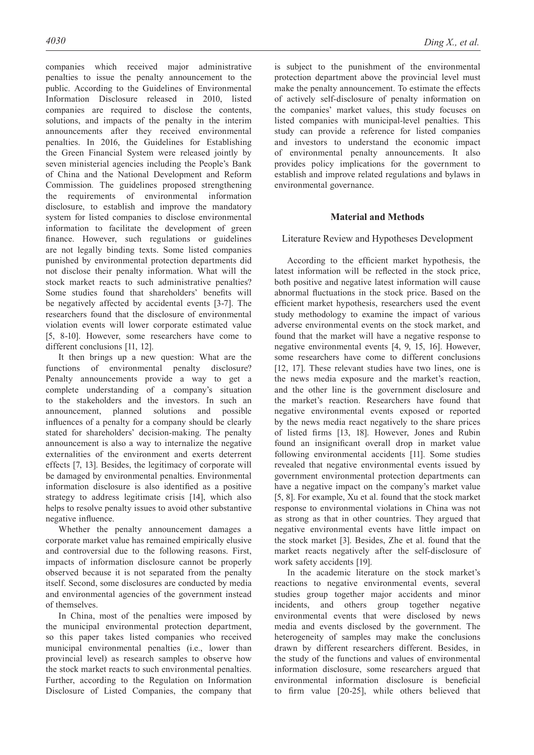companies which received major administrative penalties to issue the penalty announcement to the public. According to the Guidelines of Environmental Information Disclosure released in 2010, listed companies are required to disclose the contents, solutions, and impacts of the penalty in the interim announcements after they received environmental penalties. In 2016, the Guidelines for Establishing the Green Financial System were released jointly by seven ministerial agencies including the People's Bank of China and the National Development and Reform Commission. The guidelines proposed strengthening the requirements of environmental information disclosure, to establish and improve the mandatory system for listed companies to disclose environmental information to facilitate the development of green finance. However, such regulations or guidelines are not legally binding texts. Some listed companies punished by environmental protection departments did not disclose their penalty information. What will the stock market reacts to such administrative penalties? Some studies found that shareholders' benefits will be negatively affected by accidental events [3-7]. The researchers found that the disclosure of environmental violation events will lower corporate estimated value [5, 8-10]. However, some researchers have come to different conclusions [11, 12].

It then brings up a new question: What are the functions of environmental penalty disclosure? Penalty announcements provide a way to get a complete understanding of a company's situation to the stakeholders and the investors. In such an announcement, planned solutions and possible influences of a penalty for a company should be clearly stated for shareholders' decision-making. The penalty announcement is also a way to internalize the negative externalities of the environment and exerts deterrent effects [7, 13]. Besides, the legitimacy of corporate will be damaged by environmental penalties. Environmental information disclosure is also identified as a positive strategy to address legitimate crisis [14], which also helps to resolve penalty issues to avoid other substantive negative influence.

Whether the penalty announcement damages a corporate market value has remained empirically elusive and controversial due to the following reasons. First, impacts of information disclosure cannot be properly observed because it is not separated from the penalty itself. Second, some disclosures are conducted by media and environmental agencies of the government instead of themselves.

In China, most of the penalties were imposed by the municipal environmental protection department, so this paper takes listed companies who received municipal environmental penalties (i.e., lower than provincial level) as research samples to observe how the stock market reacts to such environmental penalties. Further, according to the Regulation on Information Disclosure of Listed Companies, the company that is subject to the punishment of the environmental protection department above the provincial level must make the penalty announcement. To estimate the effects of actively self-disclosure of penalty information on the companies' market values, this study focuses on listed companies with municipal-level penalties. This study can provide a reference for listed companies and investors to understand the economic impact of environmental penalty announcements. It also provides policy implications for the government to establish and improve related regulations and bylaws in environmental governance.

## Material and Methods

### Literature Review and Hypotheses Development

According to the efficient market hypothesis, the latest information will be reflected in the stock price, both positive and negative latest information will cause abnormal fluctuations in the stock price. Based on the efficient market hypothesis, researchers used the event study methodology to examine the impact of various adverse environmental events on the stock market, and found that the market will have a negative response to negative environmental events [4, 9, 15, 16]. However, some researchers have come to different conclusions [12, 17]. These relevant studies have two lines, one is the news media exposure and the market's reaction, and the other line is the government disclosure and the market's reaction. Researchers have found that negative environmental events exposed or reported by the news media react negatively to the share prices of listed firms [13, 18]. However, Jones and Rubin found an insignificant overall drop in market value following environmental accidents [11]. Some studies revealed that negative environmental events issued by government environmental protection departments can have a negative impact on the company's market value [5, 8]. For example, Xu et al. found that the stock market response to environmental violations in China was not as strong as that in other countries. They argued that negative environmental events have little impact on the stock market [3]. Besides, Zhe et al. found that the market reacts negatively after the self-disclosure of work safety accidents [19].

In the academic literature on the stock market's reactions to negative environmental events, several studies group together major accidents and minor incidents, and others group together negative environmental events that were disclosed by news media and events disclosed by the government. The heterogeneity of samples may make the conclusions drawn by different researchers different. Besides, in the study of the functions and values of environmental information disclosure, some researchers argued that environmental information disclosure is beneficial to firm value [20-25], while others believed that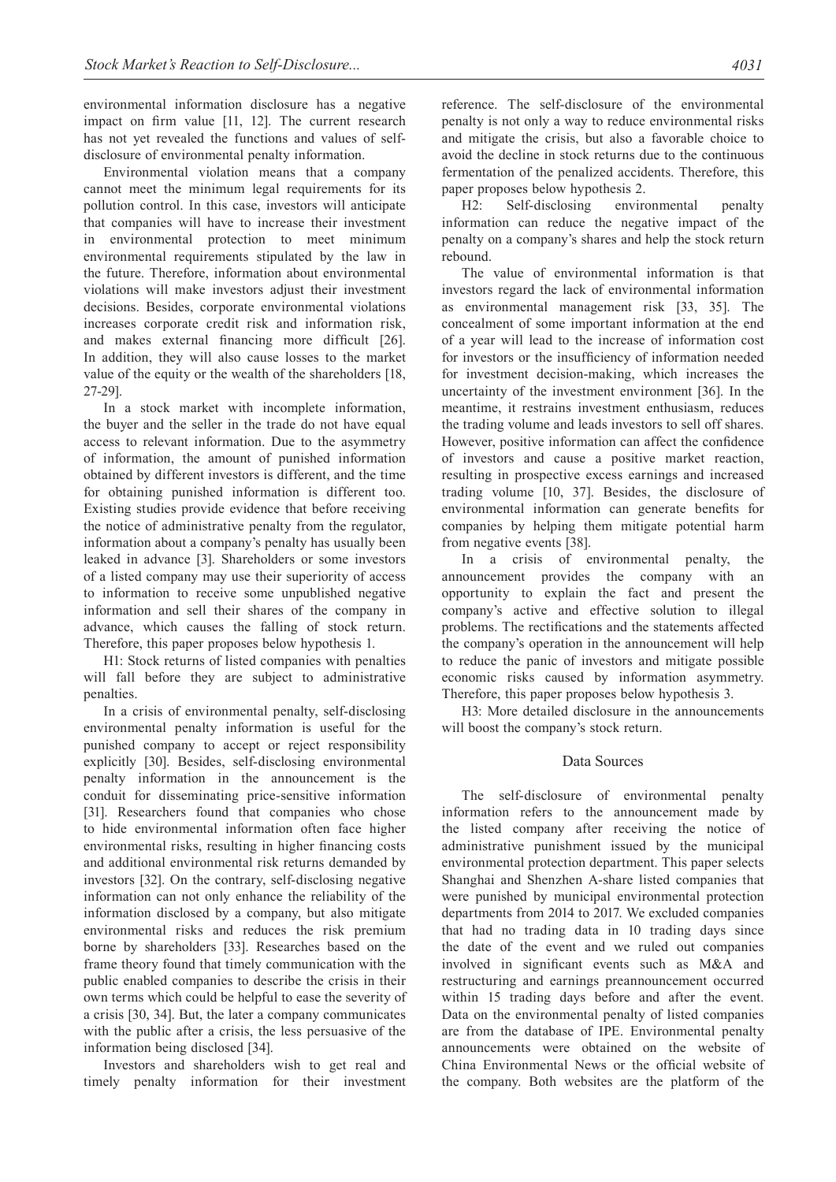environmental information disclosure has a negative impact on firm value [11, 12]. The current research has not yet revealed the functions and values of self-disclosure of environmental penalty information.

Environmental violation means that a company cannot meet the minimum legal requirements for its pollution control. In this case, investors will anticipate that companies will have to increase their investment in environmental protection to meet minimum environmental requirements stipulated by the law in the future. Therefore, information about environmental violations will make investors adjust their investment decisions. Besides, corporate environmental violations increases corporate credit risk and information risk, and makes external financing more difficult [26]. In addition, they will also cause losses to the market value of the equity or the wealth of the shareholders [18, 27-29].

In a stock market with incomplete information, the buyer and the seller in the trade do not have equal access to relevant information. Due to the asymmetry of information, the amount of punished information obtained by different investors is different, and the time for obtaining punished information is different too. Existing studies provide evidence that before receiving the notice of administrative penalty from the regulator, information about a company's penalty has usually been leaked in advance [3]. Shareholders or some investors of a listed company may use their superiority of access to information to receive some unpublished negative information and sell their shares of the company in advance, which causes the falling of stock return. Therefore, this paper proposes below hypothesis 1.

H1: Stock returns of listed companies with penalties will fall before they are subject to administrative penalties.

In a crisis of environmental penalty, self-disclosing environmental penalty information is useful for the punished company to accept or reject responsibility explicitly [30]. Besides, self-disclosing environmental penalty information in the announcement is the conduit for disseminating price-sensitive information [31]. Researchers found that companies who chose to hide environmental information often face higher environmental risks, resulting in higher financing costs and additional environmental risk returns demanded by investors [32]. On the contrary, self-disclosing negative information can not only enhance the reliability of the information disclosed by a company, but also mitigate environmental risks and reduces the risk premium borne by shareholders [33]. Researches based on the frame theory found that timely communication with the public enabled companies to describe the crisis in their own terms which could be helpful to ease the severity of a crisis [30, 34]. But, the later a company communicates with the public after a crisis, the less persuasive of the information being disclosed [34].

Investors and shareholders wish to get real and timely penalty information for their investment reference. The self-disclosure of the environmental penalty is not only a way to reduce environmental risks and mitigate the crisis, but also a favorable choice to avoid the decline in stock returns due to the continuous fermentation of the penalized accidents. Therefore, this paper proposes below hypothesis 2.

H2: Self-disclosing environmental penalty information can reduce the negative impact of the penalty on a company's shares and help the stock return rebound.

The value of environmental information is that investors regard the lack of environmental information as environmental management risk [33, 35]. The concealment of some important information at the end of a year will lead to the increase of information cost for investors or the insufficiency of information needed for investment decision-making, which increases the uncertainty of the investment environment [36]. In the meantime, it restrains investment enthusiasm, reduces the trading volume and leads investors to sell off shares. However, positive information can affect the confidence of investors and cause a positive market reaction, resulting in prospective excess earnings and increased trading volume [10, 37]. Besides, the disclosure of environmental information can generate benefits for companies by helping them mitigate potential harm from negative events [38].

In a crisis of environmental penalty, the announcement provides the company with an opportunity to explain the fact and present the company's active and effective solution to illegal problems. The rectifications and the statements affected the company's operation in the announcement will help to reduce the panic of investors and mitigate possible economic risks caused by information asymmetry. Therefore, this paper proposes below hypothesis 3.

H3: More detailed disclosure in the announcements will boost the company's stock return.

## Data Sources

The self-disclosure of environmental penalty information refers to the announcement made by the listed company after receiving the notice of administrative punishment issued by the municipal environmental protection department. This paper selects Shanghai and Shenzhen A-share listed companies that were punished by municipal environmental protection departments from 2014 to 2017. We excluded companies that had no trading data in 10 trading days since the date of the event and we ruled out companies involved in significant events such as M&A and restructuring and earnings preannouncement occurred within 15 trading days before and after the event. Data on the environmental penalty of listed companies are from the database of IPE. Environmental penalty announcements were obtained on the website of China Environmental News or the official website of the company. Both websites are the platform of the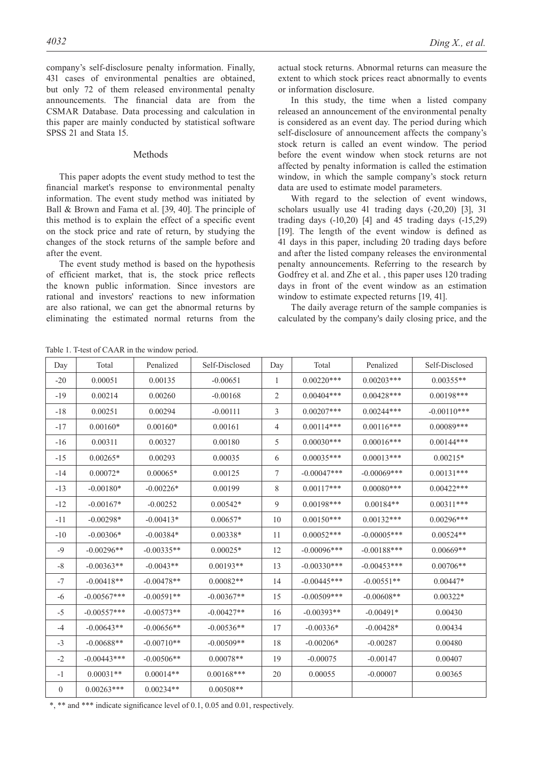company's self-disclosure penalty information. Finally, 431 cases of environmental penalties are obtained, but only 72 of them released environmental penalty announcements. The financial data are from the CSMAR Database. Data processing and calculation in this paper are mainly conducted by statistical software SPSS 21 and Stata 15.

## Methods

This paper adopts the event study method to test the financial market's response to environmental penalty information. The event study method was initiated by Ball & Brown and Fama et al. [39, 40]. The principle of this method is to explain the effect of a specific event on the stock price and rate of return, by studying the changes of the stock returns of the sample before and after the event.

The event study method is based on the hypothesis of efficient market, that is, the stock price reflects the known public information. Since investors are rational and investors' reactions to new information are also rational, we can get the abnormal returns by eliminating the estimated normal returns from the actual stock returns. Abnormal returns can measure the extent to which stock prices react abnormally to events or information disclosure.

In this study, the time when a listed company released an announcement of the environmental penalty is considered as an event day. The period during which self-disclosure of announcement affects the company's stock return is called an event window. The period before the event window when stock returns are not affected by penalty information is called the estimation window, in which the sample company's stock return data are used to estimate model parameters.

With regard to the selection of event windows, scholars usually use 41 trading days (-20,20) [3], 31 trading days (-10,20) [4] and 45 trading days (-15,29) [19]. The length of the event window is defined as 41 days in this paper, including 20 trading days before and after the listed company releases the environmental penalty announcements. Referring to the research by Godfrey et al. and Zhe et al. , this paper uses 120 trading days in front of the event window as an estimation window to estimate expected returns [19, 41].

The daily average return of the sample companies is calculated by the company's daily closing price, and the

Table 1. T-test of CAAR in the window period.

| Day | Total | Penalized | Self-Disclosed | Day | Total | Penalized | Self-Disclosed |
|---|---|---|---|---|---|---|---|
| -20 | 0.00051 | 0.00135 | -0.00651 | 1 | 0.00220*** | 0.00203*** | 0.00355** |
| -19 | 0.00214 | 0.00260 | -0.00168 | 2 | 0.00404*** | 0.00428*** | 0.00198*** |
| -18 | 0.00251 | 0.00294 | -0.00111 | 3 | 0.00207*** | 0.00244*** | -0.00110*** |
| -17 | 0.00160* | 0.00160* | 0.00161 | 4 | 0.00114*** | 0.00116*** | 0.00089*** |
| -16 | 0.00311 | 0.00327 | 0.00180 | 5 | 0.00030*** | 0.00016*** | 0.00144*** |
| -15 | 0.00265* | 0.00293 | 0.00035 | 6 | 0.00035*** | 0.00013*** | 0.00215* |
| -14 | 0.00072* | 0.00065* | 0.00125 | 7 | -0.00047*** | -0.00069*** | 0.00131*** |
| -13 | -0.00180* | -0.00226* | 0.00199 | 8 | 0.00117*** | 0.00080*** | 0.00422*** |
| -12 | -0.00167* | -0.00252 | 0.00542* | 9 | 0.00198*** | 0.00184** | 0.00311*** |
| -11 | -0.00298* | -0.00413* | 0.00657* | 10 | 0.00150*** | 0.00132*** | 0.00296*** |
| -10 | -0.00306* | -0.00384* | 0.00338* | 11 | 0.00052*** | -0.00005*** | 0.00524** |
| -9 | -0.00296** | -0.00335** | 0.00025* | 12 | -0.00096*** | -0.00188*** | 0.00669** |
| -8 | -0.00363** | -0.0043** | 0.00193** | 13 | -0.00330*** | -0.00453*** | 0.00706** |
| -7 | -0.00418** | -0.00478** | 0.00082** | 14 | -0.00445*** | -0.00551** | 0.00447* |
| -6 | -0.00567*** | -0.00591** | -0.00367** | 15 | -0.00509*** | -0.00608** | 0.00322* |
| -5 | -0.00557*** | -0.00573** | -0.00427** | 16 | -0.00393** | -0.00491* | 0.00430 |
| -4 | -0.00643** | -0.00656** | -0.00536** | 17 | -0.00336* | -0.00428* | 0.00434 |
| -3 | -0.00688** | -0.00710** | -0.00509** | 18 | -0.00206* | -0.00287 | 0.00480 |
| -2 | -0.00443*** | -0.00506** | 0.00078** | 19 | -0.00075 | -0.00147 | 0.00407 |
| -1 | 0.00031** | 0.00014** | 0.00168*** | 20 | 0.00055 | -0.00007 | 0.00365 |
| 0 | 0.00263*** | 0.00234** | 0.00508** | | | | |

*, ** and *** indicate significance level of 0.1, 0.05 and 0.01, respectively.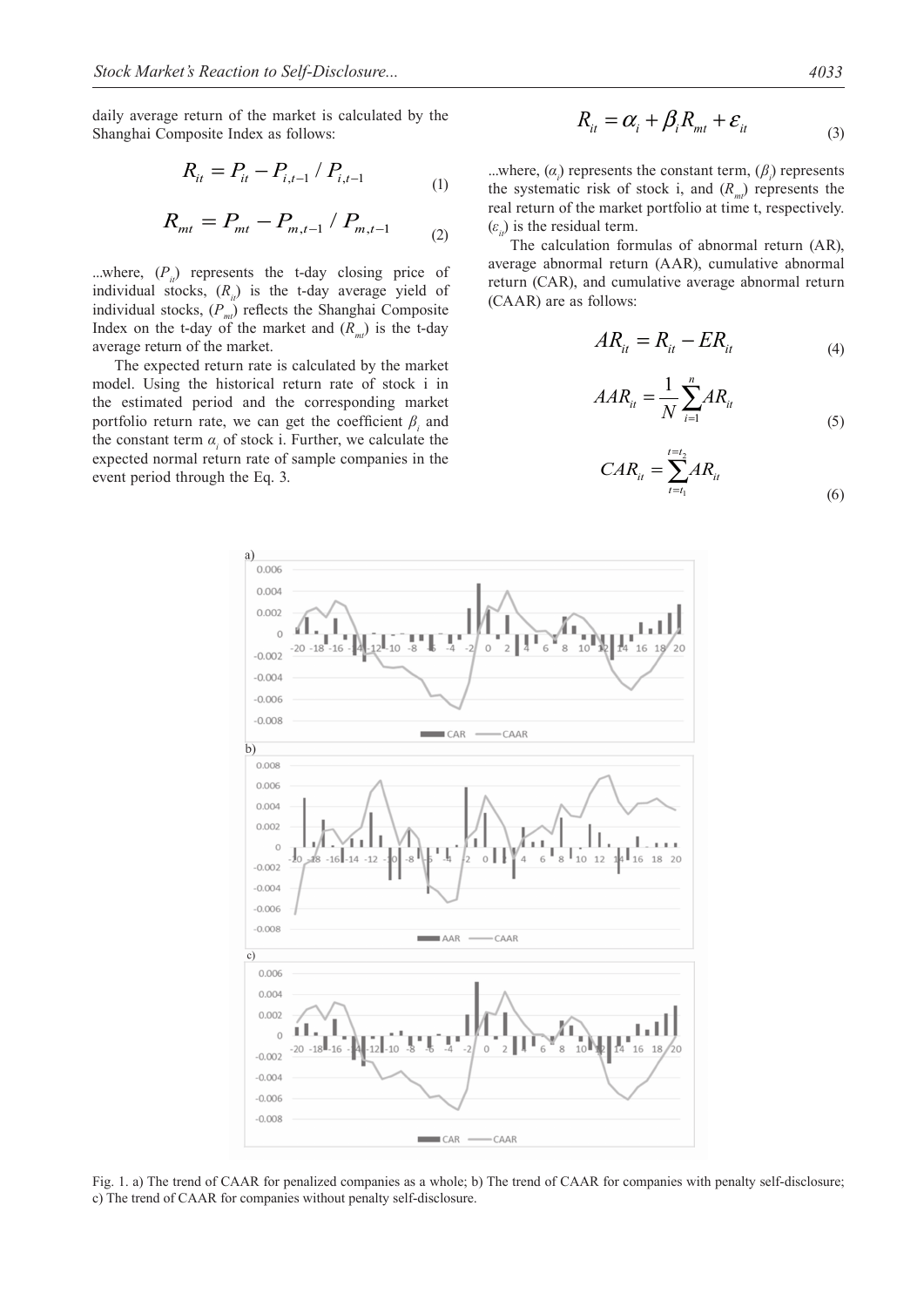daily average return of the market is calculated by the Shanghai Composite Index as follows:

$$R_{it} = P_{it} - P_{i,t-1} / P_{i,t-1} \tag{1}$$

$$R_{mt} = P_{mt} - P_{m,t-1} / P_{m,t-1} \tag{2}$$

...where, ($P_{it}$) represents the t-day closing price of individual stocks, ($R_{it}$) is the t-day average yield of individual stocks, ($P_{mt}$) reflects the Shanghai Composite Index on the t-day of the market and ($R_{mt}$) is the t-day average return of the market.

The expected return rate is calculated by the market model. Using the historical return rate of stock i in the estimated period and the corresponding market portfolio return rate, we can get the coefficient $\beta_i$ and the constant term $\alpha_i$ of stock i. Further, we calculate the expected normal return rate of sample companies in the event period through the Eq. 3.

$$R_{it} = \alpha_i + \beta_i R_{mt} + \varepsilon_{it} \tag{3}$$

...where, ($\alpha_i$) represents the constant term, ($\beta_i$) represents the systematic risk of stock i, and ($R_{mt}$) represents the real return of the market portfolio at time t, respectively. ($\varepsilon_{it}$) is the residual term.

The calculation formulas of abnormal return (AR), average abnormal return (AAR), cumulative abnormal return (CAR), and cumulative average abnormal return (CAAR) are as follows:

$$AR_{it} = R_{it} - ER_{it} \tag{4}$$

$$AAR_{it} = \frac{1}{N}\sum_{i=1}^{n} AR_{it} \tag{5}$$

$$CAR_{it} = \sum_{t=t_1}^{t=t_2} AR_{it} \tag{6}$$

Fig. 1. a) The trend of CAAR for penalized companies as a whole; b) The trend of CAAR for companies with penalty self-disclosure; c) The trend of CAAR for companies without penalty self-disclosure.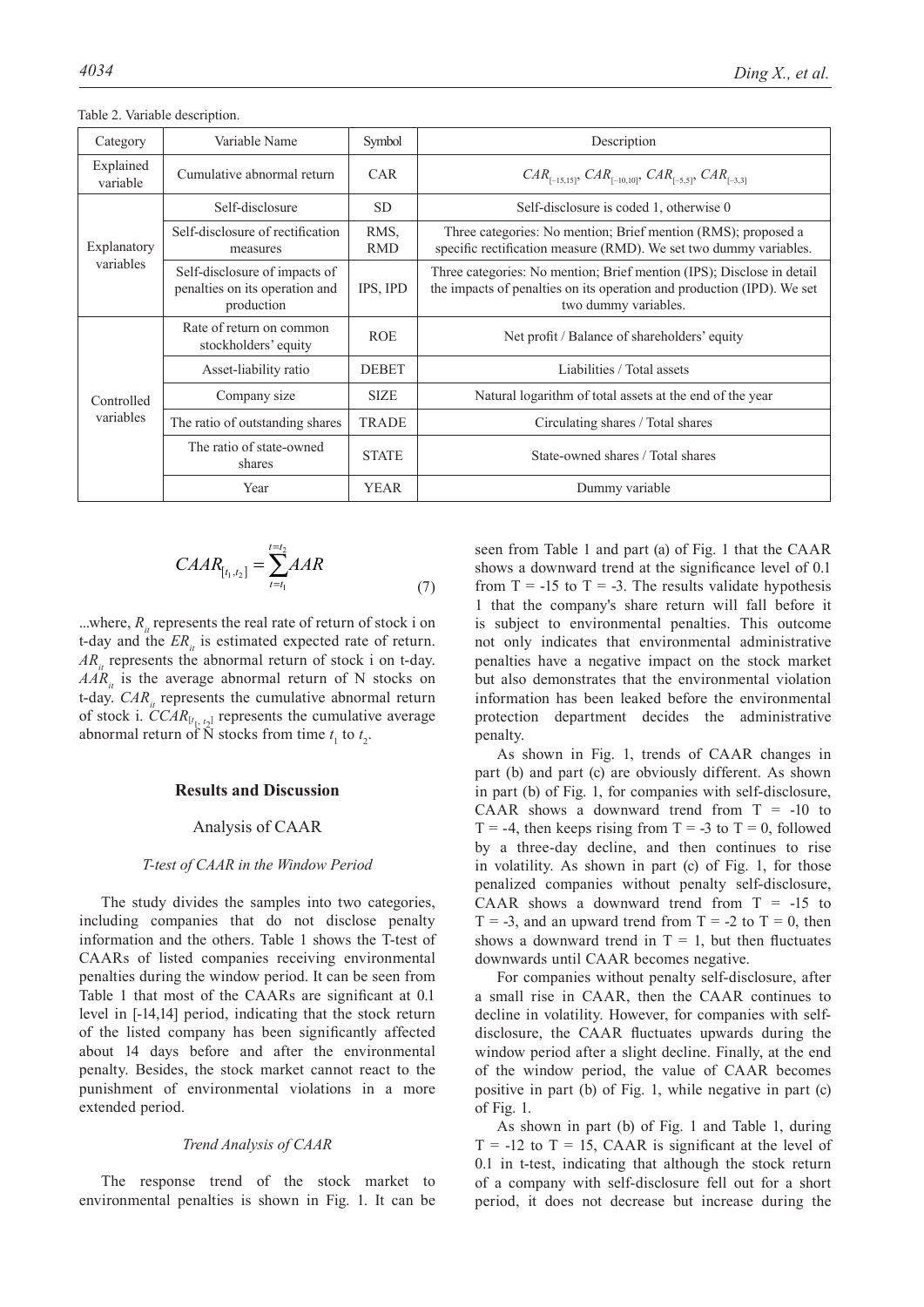Table 2. Variable description.

| Category | Variable Name | Symbol | Description |
|---|---|---|---|
| Explained variable | Cumulative abnormal return | CAR | $CAR_{[-15,15]}$, $CAR_{[-10,10]}$, $CAR_{[-5,5]}$, $CAR_{[-3,3]}$ |
| Explanatory variables | Self-disclosure | SD | Self-disclosure is coded 1, otherwise 0 |
| | Self-disclosure of rectification measures | RMS, RMD | Three categories: No mention; Brief mention (RMS); proposed a specific rectification measure (RMD). We set two dummy variables. |
| | Self-disclosure of impacts of penalties on its operation and production | IPS, IPD | Three categories: No mention; Brief mention (IPS); Disclose in detail the impacts of penalties on its operation and production (IPD). We set two dummy variables. |
| Controlled variables | Rate of return on common stockholders' equity | ROE | Net profit / Balance of shareholders' equity |
| | Asset-liability ratio | DEBET | Liabilities / Total assets |
| | Company size | SIZE | Natural logarithm of total assets at the end of the year |
| | The ratio of outstanding shares | TRADE | Circulating shares / Total shares |
| | The ratio of state-owned shares | STATE | State-owned shares / Total shares |
| | Year | YEAR | Dummy variable |

$$CAAR_{[t_1,t_2]} = \sum_{t=t_1}^{t=t_2} AAR \tag{7}$$

...where, $R_{it}$ represents the real rate of return of stock i on t-day and the $ER_{it}$ is estimated expected rate of return. $AR_{it}$ represents the abnormal return of stock i on t-day. $AAR_{it}$ is the average abnormal return of N stocks on t-day. $CAR_{it}$ represents the cumulative abnormal return of stock i. $CCAR_{[t_1,t_2]}$ represents the cumulative average abnormal return of N stocks from time $t_1$ to $t_2$.

## Results and Discussion

### Analysis of CAAR

#### *T-test of CAAR in the Window Period*

The study divides the samples into two categories, including companies that do not disclose penalty information and the others. Table 1 shows the T-test of CAARs of listed companies receiving environmental penalties during the window period. It can be seen from Table 1 that most of the CAARs are significant at 0.1 level in [-14,14] period, indicating that the stock return of the listed company has been significantly affected about 14 days before and after the environmental penalty. Besides, the stock market cannot react to the punishment of environmental violations in a more extended period.

#### *Trend Analysis of CAAR*

The response trend of the stock market to environmental penalties is shown in Fig. 1. It can be seen from Table 1 and part (a) of Fig. 1 that the CAAR shows a downward trend at the significance level of 0.1 from T = -15 to T = -3. The results validate hypothesis 1 that the company's share return will fall before it is subject to environmental penalties. This outcome not only indicates that environmental administrative penalties have a negative impact on the stock market but also demonstrates that the environmental violation information has been leaked before the environmental protection department decides the administrative penalty.

As shown in Fig. 1, trends of CAAR changes in part (b) and part (c) are obviously different. As shown in part (b) of Fig. 1, for companies with self-disclosure, CAAR shows a downward trend from T = -10 to T = -4, then keeps rising from T = -3 to T = 0, followed by a three-day decline, and then continues to rise in volatility. As shown in part (c) of Fig. 1, for those penalized companies without penalty self-disclosure, CAAR shows a downward trend from T = -15 to T = -3, and an upward trend from T = -2 to T = 0, then shows a downward trend in T = 1, but then fluctuates downwards until CAAR becomes negative.

For companies without penalty self-disclosure, after a small rise in CAAR, then the CAAR continues to decline in volatility. However, for companies with self-disclosure, the CAAR fluctuates upwards during the window period after a slight decline. Finally, at the end of the window period, the value of CAAR becomes positive in part (b) of Fig. 1, while negative in part (c) of Fig. 1.

As shown in part (b) of Fig. 1 and Table 1, during T = -12 to T = 15, CAAR is significant at the level of 0.1 in t-test, indicating that although the stock return of a company with self-disclosure fell out for a short period, it does not decrease but increase during the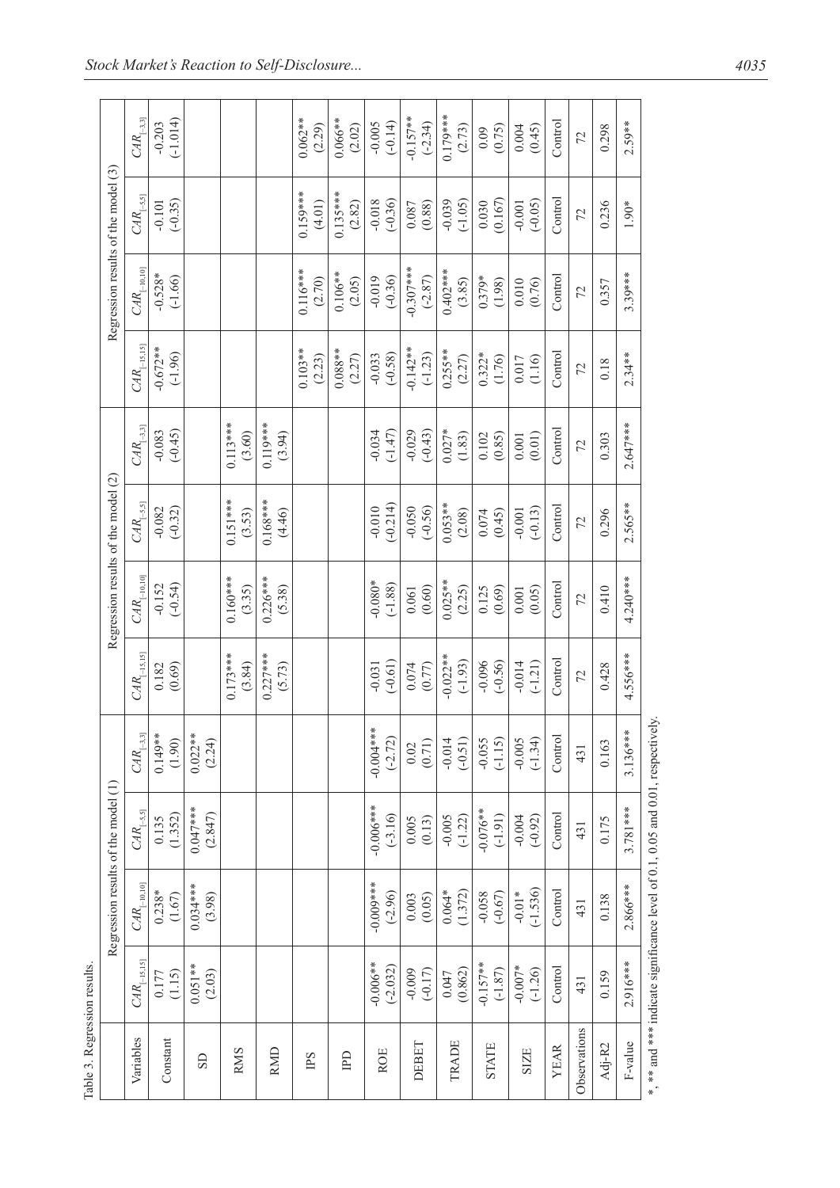Table 3. Regression results.

| Variables | Regression results of the model (1) | | | | Regression results of the model (2) | | | | Regression results of the model (3) | | | |
|---|---|---|---|---|---|---|---|---|---|---|---|---|
| | $CAR_{[-15,15]}$ | $CAR_{[-10,10]}$ | $CAR_{[-5,5]}$ | $CAR_{[-3,3]}$ | $CAR_{[-15,15]}$ | $CAR_{[-10,10]}$ | $CAR_{[-5,5]}$ | $CAR_{[-3,3]}$ | $CAR_{[-15,15]}$ | $CAR_{[-10,10]}$ | $CAR_{[-5,5]}$ | $CAR_{[-3,3]}$ |
| Constant | 0.177 (1.15) | 0.238* (1.67) | 0.135 (1.352) | 0.149** (1.90) | 0.182 (0.69) | -0.152 (-0.54) | -0.082 (-0.32) | -0.083 (-0.45) | -0.672** (-1.96) | -0.528* (-1.66) | -0.101 (-0.35) | -0.203 (-1.014) |
| SD | 0.051** (2.03) | 0.034*** (3.98) | 0.047*** (2.847) | 0.022** (2.24) | | | | | | | | |
| RMS | | | | | 0.173*** (3.84) | 0.160*** (3.35) | 0.151*** (3.53) | 0.113*** (3.60) | | | | |
| RMD | | | | | 0.227*** (5.73) | 0.226*** (5.38) | 0.168*** (4.46) | 0.119*** (3.94) | | | | |
| IPS | | | | | | | | | 0.103** (2.23) | 0.116*** (2.70) | 0.159*** (4.01) | 0.062** (2.29) |
| IPD | | | | | | | | | 0.088** (2.27) | 0.106** (2.05) | 0.135*** (2.82) | 0.066** (2.02) |
| ROE | -0.006** (-2.032) | -0.009*** (-2.96) | -0.006*** (-3.16) | -0.004*** (-2.72) | -0.031 (-0.61) | -0.080* (-1.88) | -0.010 (-0.214) | -0.034 (-1.47) | -0.033 (-0.58) | -0.019 (-0.36) | -0.018 (-0.36) | -0.005 (-0.14) |
| DEBET | -0.009 (-0.17) | 0.003 (0.05) | 0.005 (0.13) | 0.02 (0.71) | 0.074 (0.77) | 0.061 (0.60) | -0.050 (-0.56) | -0.029 (-0.43) | -0.142** (-1.23) | -0.307*** (-2.87) | 0.087 (0.88) | -0.157** (-2.34) |
| TRADE | 0.047 (0.862) | 0.064* (1.372) | -0.005 (-1.22) | -0.014 (-0.51) | -0.022** (-1.93) | 0.025** (2.25) | 0.053** (2.08) | 0.027* (1.83) | 0.255** (2.27) | 0.402*** (3.85) | -0.039 (-1.05) | 0.179*** (2.73) |
| STATE | -0.157** (-1.87) | -0.058 (-0.67) | -0.076** (-1.91) | -0.055 (-1.15) | -0.096 (-0.56) | 0.125 (0.69) | 0.074 (0.45) | 0.102 (0.85) | 0.322* (1.76) | 0.379* (1.98) | 0.030 (0.167) | 0.09 (0.75) |
| SIZE | -0.007* (-1.26) | -0.01* (-1.536) | -0.004 (-0.92) | -0.005 (-1.34) | -0.014 (-1.21) | 0.001 (0.05) | -0.001 (-0.13) | 0.001 (0.01) | 0.017 (1.16) | 0.010 (0.76) | -0.001 (-0.05) | 0.004 (0.45) |
| YEAR | Control | Control | Control | Control | Control | Control | Control | Control | Control | Control | Control | Control |
| Observations | 431 | 431 | 431 | 431 | 72 | 72 | 72 | 72 | 72 | 72 | 72 | 72 |
| Adj-R2 | 0.159 | 0.138 | 0.175 | 0.163 | 0.428 | 0.410 | 0.296 | 0.303 | 0.18 | 0.357 | 0.236 | 0.298 |
| F-value | 2.916*** | 2.866*** | 3.781*** | 3.136*** | 4.556*** | 4.240*** | 2.565** | 2.647*** | 2.34** | 3.39*** | 1.90* | 2.59** |

*, ** and *** indicate significance level of 0.1, 0.05 and 0.01, respectively.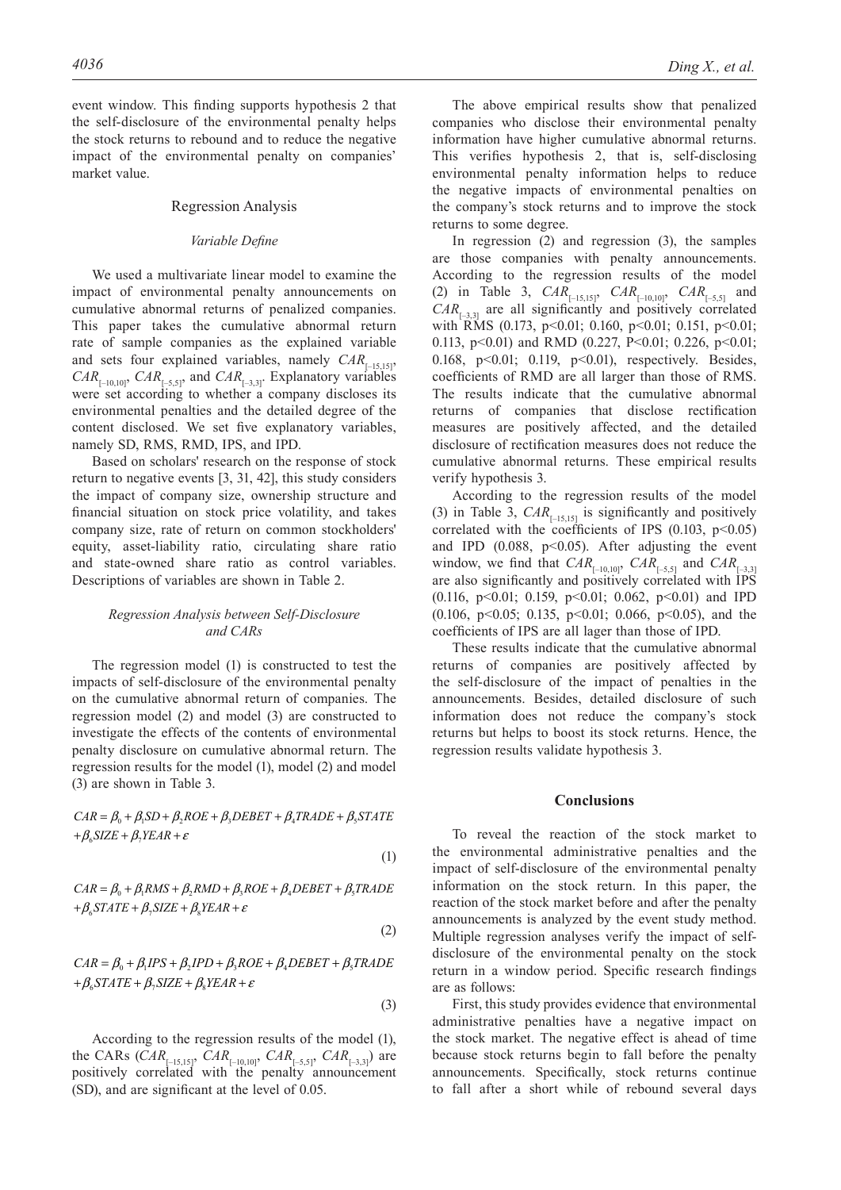event window. This finding supports hypothesis 2 that the self-disclosure of the environmental penalty helps the stock returns to rebound and to reduce the negative impact of the environmental penalty on companies' market value.

## Regression Analysis

### *Variable Define*

We used a multivariate linear model to examine the impact of environmental penalty announcements on cumulative abnormal returns of penalized companies. This paper takes the cumulative abnormal return rate of sample companies as the explained variable and sets four explained variables, namely $CAR_{[-15,15]}$, $CAR_{[-10,10]}$, $CAR_{[-5,5]}$, and $CAR_{[-3,3]}$. Explanatory variables were set according to whether a company discloses its environmental penalties and the detailed degree of the content disclosed. We set five explanatory variables, namely SD, RMS, RMD, IPS, and IPD.

Based on scholars' research on the response of stock return to negative events [3, 31, 42], this study considers the impact of company size, ownership structure and financial situation on stock price volatility, and takes company size, rate of return on common stockholders' equity, asset-liability ratio, circulating share ratio and state-owned share ratio as control variables. Descriptions of variables are shown in Table 2.

### *Regression Analysis between Self-Disclosure and CARs*

The regression model (1) is constructed to test the impacts of self-disclosure of the environmental penalty on the cumulative abnormal return of companies. The regression model (2) and model (3) are constructed to investigate the effects of the contents of environmental penalty disclosure on cumulative abnormal return. The regression results for the model (1), model (2) and model (3) are shown in Table 3.

$$CAR = \beta_0 + \beta_1 SD + \beta_2 ROE + \beta_3 DEBET + \beta_4 TRADE + \beta_5 STATE + \beta_6 SIZE + \beta_7 YEAR + \varepsilon \tag{1}$$

$$CAR = \beta_0 + \beta_1 RMS + \beta_2 RMD + \beta_3 ROE + \beta_4 DEBET + \beta_5 TRADE + \beta_6 STATE + \beta_7 SIZE + \beta_8 YEAR + \varepsilon \tag{2}$$

$$CAR = \beta_0 + \beta_1 IPS + \beta_2 IPD + \beta_3 ROE + \beta_4 DEBET + \beta_5 TRADE + \beta_6 STATE + \beta_7 SIZE + \beta_8 YEAR + \varepsilon \tag{3}$$

According to the regression results of the model (1), the CARs ($CAR_{[-15,15]}$, $CAR_{[-10,10]}$, $CAR_{[-5,5]}$, $CAR_{[-3,3]}$) are positively correlated with the penalty announcement (SD), and are significant at the level of 0.05.

The above empirical results show that penalized companies who disclose their environmental penalty information have higher cumulative abnormal returns. This verifies hypothesis 2, that is, self-disclosing environmental penalty information helps to reduce the negative impacts of environmental penalties on the company's stock returns and to improve the stock returns to some degree.

In regression (2) and regression (3), the samples are those companies with penalty announcements. According to the regression results of the model (2) in Table 3, $CAR_{[-15,15]}$, $CAR_{[-10,10]}$, $CAR_{[-5,5]}$ and $CAR_{[-3,3]}$ are all significantly and positively correlated with RMS (0.173, $p<0.01$; 0.160, $p<0.01$; 0.151, $p<0.01$; 0.113, $p<0.01$) and RMD (0.227, $P<0.01$; 0.226, $p<0.01$; 0.168, $p<0.01$; 0.119, $p<0.01$), respectively. Besides, coefficients of RMD are all larger than those of RMS. The results indicate that the cumulative abnormal returns of companies that disclose rectification measures are positively affected, and the detailed disclosure of rectification measures does not reduce the cumulative abnormal returns. These empirical results verify hypothesis 3.

According to the regression results of the model (3) in Table 3, $CAR_{[-15,15]}$ is significantly and positively correlated with the coefficients of IPS (0.103, $p<0.05$) and IPD (0.088, $p<0.05$). After adjusting the event window, we find that $CAR_{[-10,10]}$, $CAR_{[-5,5]}$ and $CAR_{[-3,3]}$ are also significantly and positively correlated with IPS (0.116, $p<0.01$; 0.159, $p<0.01$; 0.062, $p<0.01$) and IPD (0.106, $p<0.05$; 0.135, $p<0.01$; 0.066, $p<0.05$), and the coefficients of IPS are all lager than those of IPD.

These results indicate that the cumulative abnormal returns of companies are positively affected by the self-disclosure of the impact of penalties in the announcements. Besides, detailed disclosure of such information does not reduce the company's stock returns but helps to boost its stock returns. Hence, the regression results validate hypothesis 3.

## Conclusions

To reveal the reaction of the stock market to the environmental administrative penalties and the impact of self-disclosure of the environmental penalty information on the stock return. In this paper, the reaction of the stock market before and after the penalty announcements is analyzed by the event study method. Multiple regression analyses verify the impact of self-disclosure of the environmental penalty on the stock return in a window period. Specific research findings are as follows:

First, this study provides evidence that environmental administrative penalties have a negative impact on the stock market. The negative effect is ahead of time because stock returns begin to fall before the penalty announcements. Specifically, stock returns continue to fall after a short while of rebound several days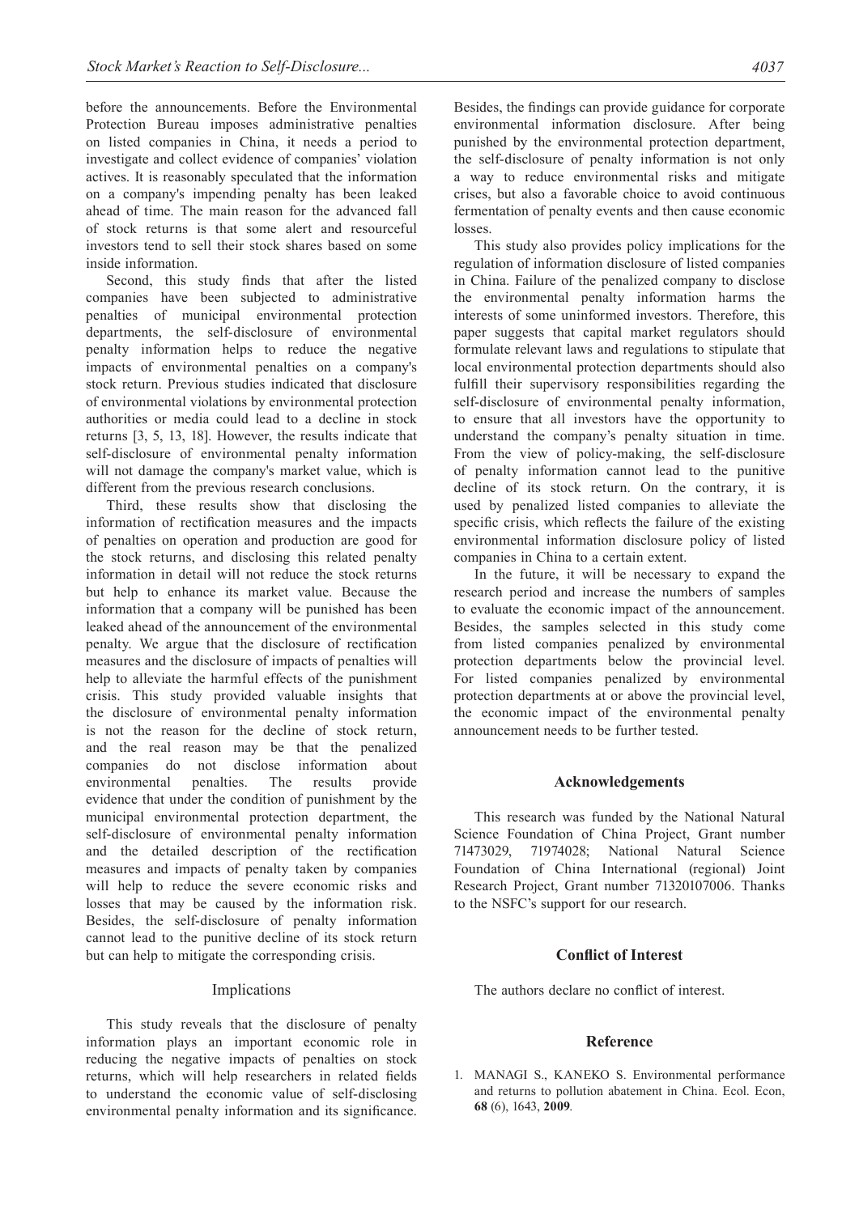before the announcements. Before the Environmental Protection Bureau imposes administrative penalties on listed companies in China, it needs a period to investigate and collect evidence of companies' violation actives. It is reasonably speculated that the information on a company's impending penalty has been leaked ahead of time. The main reason for the advanced fall of stock returns is that some alert and resourceful investors tend to sell their stock shares based on some inside information.

Second, this study finds that after the listed companies have been subjected to administrative penalties of municipal environmental protection departments, the self-disclosure of environmental penalty information helps to reduce the negative impacts of environmental penalties on a company's stock return. Previous studies indicated that disclosure of environmental violations by environmental protection authorities or media could lead to a decline in stock returns [3, 5, 13, 18]. However, the results indicate that self-disclosure of environmental penalty information will not damage the company's market value, which is different from the previous research conclusions.

Third, these results show that disclosing the information of rectification measures and the impacts of penalties on operation and production are good for the stock returns, and disclosing this related penalty information in detail will not reduce the stock returns but help to enhance its market value. Because the information that a company will be punished has been leaked ahead of the announcement of the environmental penalty. We argue that the disclosure of rectification measures and the disclosure of impacts of penalties will help to alleviate the harmful effects of the punishment crisis. This study provided valuable insights that the disclosure of environmental penalty information is not the reason for the decline of stock return, and the real reason may be that the penalized companies do not disclose information about environmental penalties. The results provide evidence that under the condition of punishment by the municipal environmental protection department, the self-disclosure of environmental penalty information and the detailed description of the rectification measures and impacts of penalty taken by companies will help to reduce the severe economic risks and losses that may be caused by the information risk. Besides, the self-disclosure of penalty information cannot lead to the punitive decline of its stock return but can help to mitigate the corresponding crisis.

## Implications

This study reveals that the disclosure of penalty information plays an important economic role in reducing the negative impacts of penalties on stock returns, which will help researchers in related fields to understand the economic value of self-disclosing environmental penalty information and its significance. Besides, the findings can provide guidance for corporate environmental information disclosure. After being punished by the environmental protection department, the self-disclosure of penalty information is not only a way to reduce environmental risks and mitigate crises, but also a favorable choice to avoid continuous fermentation of penalty events and then cause economic losses.

This study also provides policy implications for the regulation of information disclosure of listed companies in China. Failure of the penalized company to disclose the environmental penalty information harms the interests of some uninformed investors. Therefore, this paper suggests that capital market regulators should formulate relevant laws and regulations to stipulate that local environmental protection departments should also fulfill their supervisory responsibilities regarding the self-disclosure of environmental penalty information, to ensure that all investors have the opportunity to understand the company's penalty situation in time. From the view of policy-making, the self-disclosure of penalty information cannot lead to the punitive decline of its stock return. On the contrary, it is used by penalized listed companies to alleviate the specific crisis, which reflects the failure of the existing environmental information disclosure policy of listed companies in China to a certain extent.

In the future, it will be necessary to expand the research period and increase the numbers of samples to evaluate the economic impact of the announcement. Besides, the samples selected in this study come from listed companies penalized by environmental protection departments below the provincial level. For listed companies penalized by environmental protection departments at or above the provincial level, the economic impact of the environmental penalty announcement needs to be further tested.

## Acknowledgements

This research was funded by the National Natural Science Foundation of China Project, Grant number 71473029, 71974028; National Natural Science Foundation of China International (regional) Joint Research Project, Grant number 71320107006. Thanks to the NSFC's support for our research.

## Conflict of Interest

The authors declare no conflict of interest.

## Reference

1. MANAGI S., KANEKO S. Environmental performance and returns to pollution abatement in China. Ecol. Econ, **68** (6), 1643, **2009**.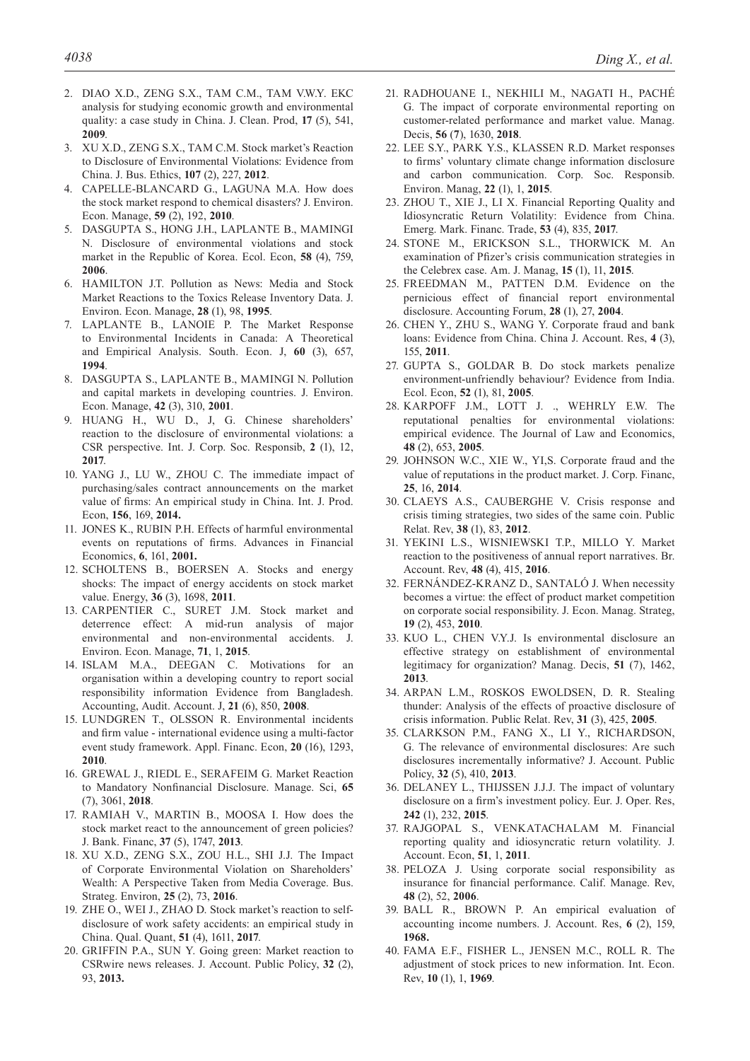2. DIAO X.D., ZENG S.X., TAM C.M., TAM V.W.Y. EKC analysis for studying economic growth and environmental quality: a case study in China. J. Clean. Prod, **17** (5), 541, **2009**.
3. XU X.D., ZENG S.X., TAM C.M. Stock market's Reaction to Disclosure of Environmental Violations: Evidence from China. J. Bus. Ethics, **107** (2), 227, **2012**.
4. CAPELLE-BLANCARD G., LAGUNA M.A. How does the stock market respond to chemical disasters? J. Environ. Econ. Manage, **59** (2), 192, **2010**.
5. DASGUPTA S., HONG J.H., LAPLANTE B., MAMINGI N. Disclosure of environmental violations and stock market in the Republic of Korea. Ecol. Econ, **58** (4), 759, **2006**.
6. HAMILTON J.T. Pollution as News: Media and Stock Market Reactions to the Toxics Release Inventory Data. J. Environ. Econ. Manage, **28** (1), 98, **1995**.
7. LAPLANTE B., LANOIE P. The Market Response to Environmental Incidents in Canada: A Theoretical and Empirical Analysis. South. Econ. J, **60** (3), 657, **1994**.
8. DASGUPTA S., LAPLANTE B., MAMINGI N. Pollution and capital markets in developing countries. J. Environ. Econ. Manage, **42** (3), 310, **2001**.
9. HUANG H., WU D., J, G. Chinese shareholders' reaction to the disclosure of environmental violations: a CSR perspective. Int. J. Corp. Soc. Responsib, **2** (1), 12, **2017**.
10. YANG J., LU W., ZHOU C. The immediate impact of purchasing/sales contract announcements on the market value of firms: An empirical study in China. Int. J. Prod. Econ, **156**, 169, **2014.**
11. JONES K., RUBIN P.H. Effects of harmful environmental events on reputations of firms. Advances in Financial Economics, **6**, 161, **2001.**
12. SCHOLTENS B., BOERSEN A. Stocks and energy shocks: The impact of energy accidents on stock market value. Energy, **36** (3), 1698, **2011**.
13. CARPENTIER C., SURET J.M. Stock market and deterrence effect: A mid-run analysis of major environmental and non-environmental accidents. J. Environ. Econ. Manage, **71**, 1, **2015**.
14. ISLAM M.A., DEEGAN C. Motivations for an organisation within a developing country to report social responsibility information Evidence from Bangladesh. Accounting, Audit. Account. J, **21** (6), 850, **2008**.
15. LUNDGREN T., OLSSON R. Environmental incidents and firm value - international evidence using a multi-factor event study framework. Appl. Financ. Econ, **20** (16), 1293, **2010**.
16. GREWAL J., RIEDL E., SERAFEIM G. Market Reaction to Mandatory Nonfinancial Disclosure. Manage. Sci, **65** (7), 3061, **2018**.
17. RAMIAH V., MARTIN B., MOOSA I. How does the stock market react to the announcement of green policies? J. Bank. Financ, **37** (5), 1747, **2013**.
18. XU X.D., ZENG S.X., ZOU H.L., SHI J.J. The Impact of Corporate Environmental Violation on Shareholders' Wealth: A Perspective Taken from Media Coverage. Bus. Strateg. Environ, **25** (2), 73, **2016**.
19. ZHE O., WEI J., ZHAO D. Stock market's reaction to self-disclosure of work safety accidents: an empirical study in China. Qual. Quant, **51** (4), 1611, **2017**.
20. GRIFFIN P.A., SUN Y. Going green: Market reaction to CSRwire news releases. J. Account. Public Policy, **32** (2), 93, **2013.**
21. RADHOUANE I., NEKHILI M., NAGATI H., PACHÉ G. The impact of corporate environmental reporting on customer-related performance and market value. Manag. Decis, **56** (**7**), 1630, **2018**.
22. LEE S.Y., PARK Y.S., KLASSEN R.D. Market responses to firms' voluntary climate change information disclosure and carbon communication. Corp. Soc. Responsib. Environ. Manag, **22** (1), 1, **2015**.
23. ZHOU T., XIE J., LI X. Financial Reporting Quality and Idiosyncratic Return Volatility: Evidence from China. Emerg. Mark. Financ. Trade, **53** (4), 835, **2017**.
24. STONE M., ERICKSON S.L., THORWICK M. An examination of Pfizer's crisis communication strategies in the Celebrex case. Am. J. Manag, **15** (1), 11, **2015**.
25. FREEDMAN M., PATTEN D.M. Evidence on the pernicious effect of financial report environmental disclosure. Accounting Forum, **28** (1), 27, **2004**.
26. CHEN Y., ZHU S., WANG Y. Corporate fraud and bank loans: Evidence from China. China J. Account. Res, **4** (3), 155, **2011**.
27. GUPTA S., GOLDAR B. Do stock markets penalize environment-unfriendly behaviour? Evidence from India. Ecol. Econ, **52** (1), 81, **2005**.
28. KARPOFF J.M., LOTT J. ., WEHRLY E.W. The reputational penalties for environmental violations: empirical evidence. The Journal of Law and Economics, **48** (2), 653, **2005**.
29. JOHNSON W.C., XIE W., YI,S. Corporate fraud and the value of reputations in the product market. J. Corp. Financ, **25**, 16, **2014**.
30. CLAEYS A.S., CAUBERGHE V. Crisis response and crisis timing strategies, two sides of the same coin. Public Relat. Rev, **38** (1), 83, **2012**.
31. YEKINI L.S., WISNIEWSKI T.P., MILLO Y. Market reaction to the positiveness of annual report narratives. Br. Account. Rev, **48** (4), 415, **2016**.
32. FERNÁNDEZ-KRANZ D., SANTALÓ J. When necessity becomes a virtue: the effect of product market competition on corporate social responsibility. J. Econ. Manag. Strateg, **19** (2), 453, **2010**.
33. KUO L., CHEN V.Y.J. Is environmental disclosure an effective strategy on establishment of environmental legitimacy for organization? Manag. Decis, **51** (7), 1462, **2013**.
34. ARPAN L.M., ROSKOS EWOLDSEN, D. R. Stealing thunder: Analysis of the effects of proactive disclosure of crisis information. Public Relat. Rev, **31** (3), 425, **2005**.
35. CLARKSON P.M., FANG X., LI Y., RICHARDSON, G. The relevance of environmental disclosures: Are such disclosures incrementally informative? J. Account. Public Policy, **32** (5), 410, **2013**.
36. DELANEY L., THIJSSEN J.J.J. The impact of voluntary disclosure on a firm's investment policy. Eur. J. Oper. Res, **242** (1), 232, **2015**.
37. RAJGOPAL S., VENKATACHALAM M. Financial reporting quality and idiosyncratic return volatility. J. Account. Econ, **51**, 1, **2011**.
38. PELOZA J. Using corporate social responsibility as insurance for financial performance. Calif. Manage. Rev, **48** (2), 52, **2006**.
39. BALL R., BROWN P. An empirical evaluation of accounting income numbers. J. Account. Res, **6** (2), 159, **1968.**
40. FAMA E.F., FISHER L., JENSEN M.C., ROLL R. The adjustment of stock prices to new information. Int. Econ. Rev, **10** (1), 1, **1969**.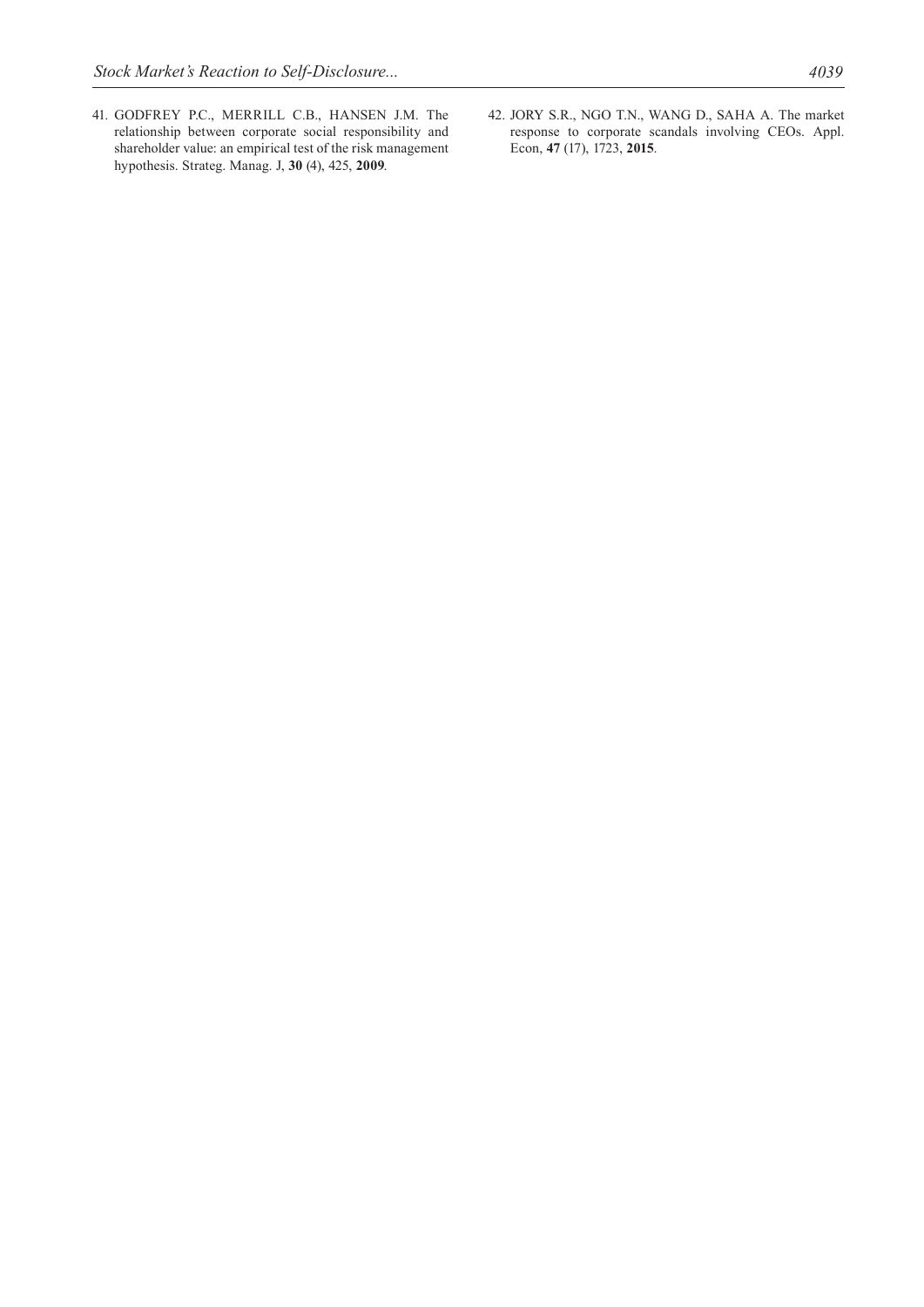41. GODFREY P.C., MERRILL C.B., HANSEN J.M. The relationship between corporate social responsibility and shareholder value: an empirical test of the risk management hypothesis. Strateg. Manag. J, **30** (4), 425, **2009**.

42. JORY S.R., NGO T.N., WANG D., SAHA A. The market response to corporate scandals involving CEOs. Appl. Econ, **47** (17), 1723, **2015**.